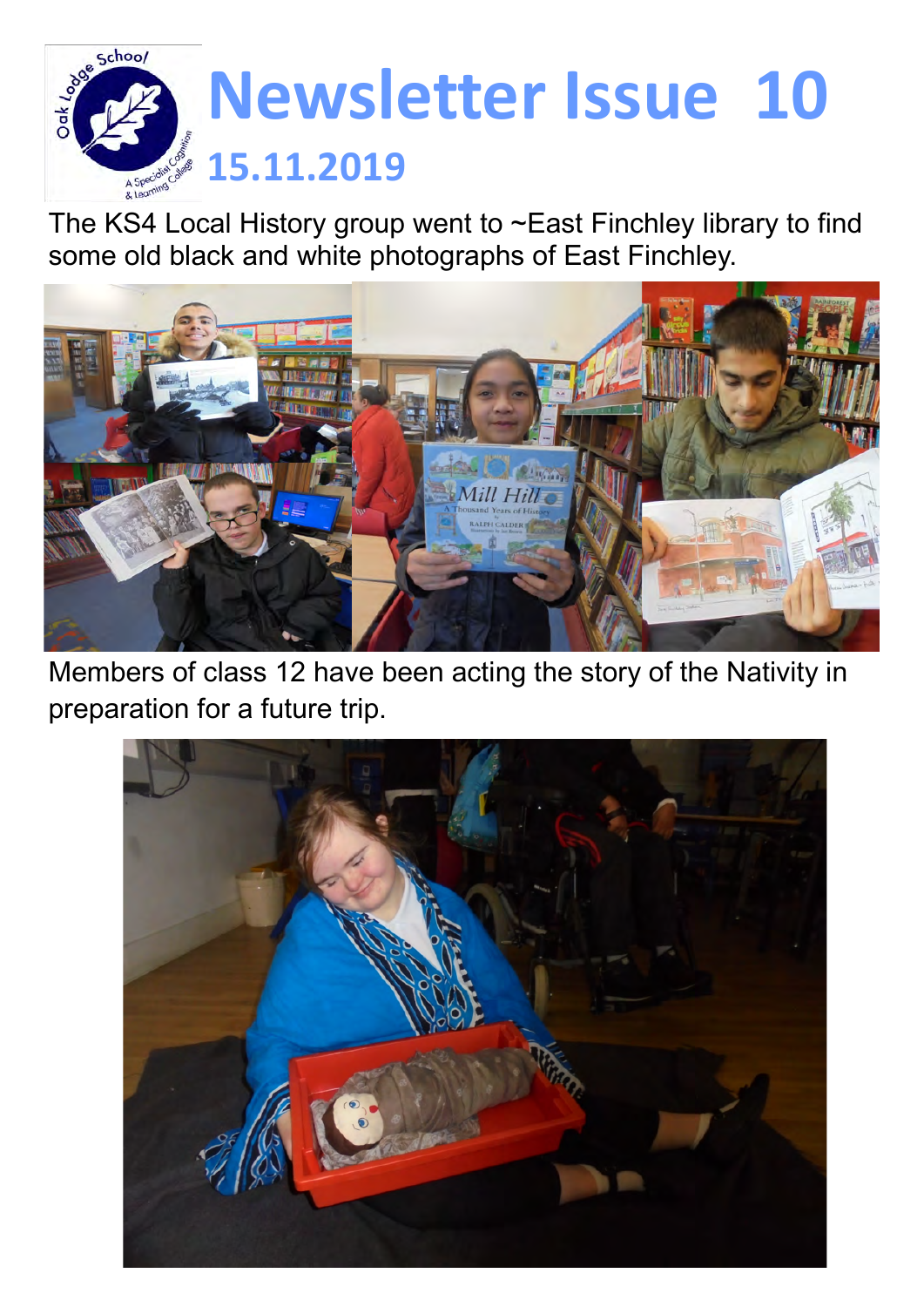# Newsletter Issue 10

## 15.11.2019

The KS4 Local History group went to ~East Finchley library to find some old black and white photographs of East Finchley.

Members of class 12 have been acting the story of the Nativity in preparation for a future trip.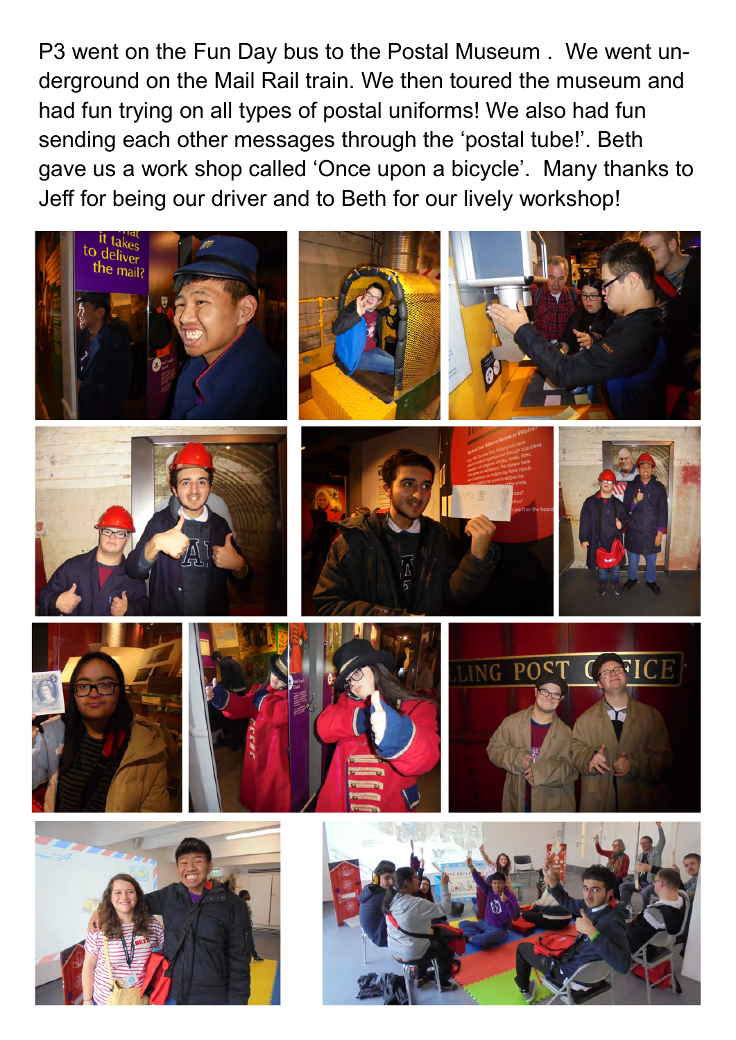P3 went on the Fun Day bus to the Postal Museum . We went underground on the Mail Rail train. We then toured the museum and had fun trying on all types of postal uniforms! We also had fun sending each other messages through the 'postal tube!'. Beth gave us a work shop called 'Once upon a bicycle'. Many thanks to Jeff for being our driver and to Beth for our lively workshop!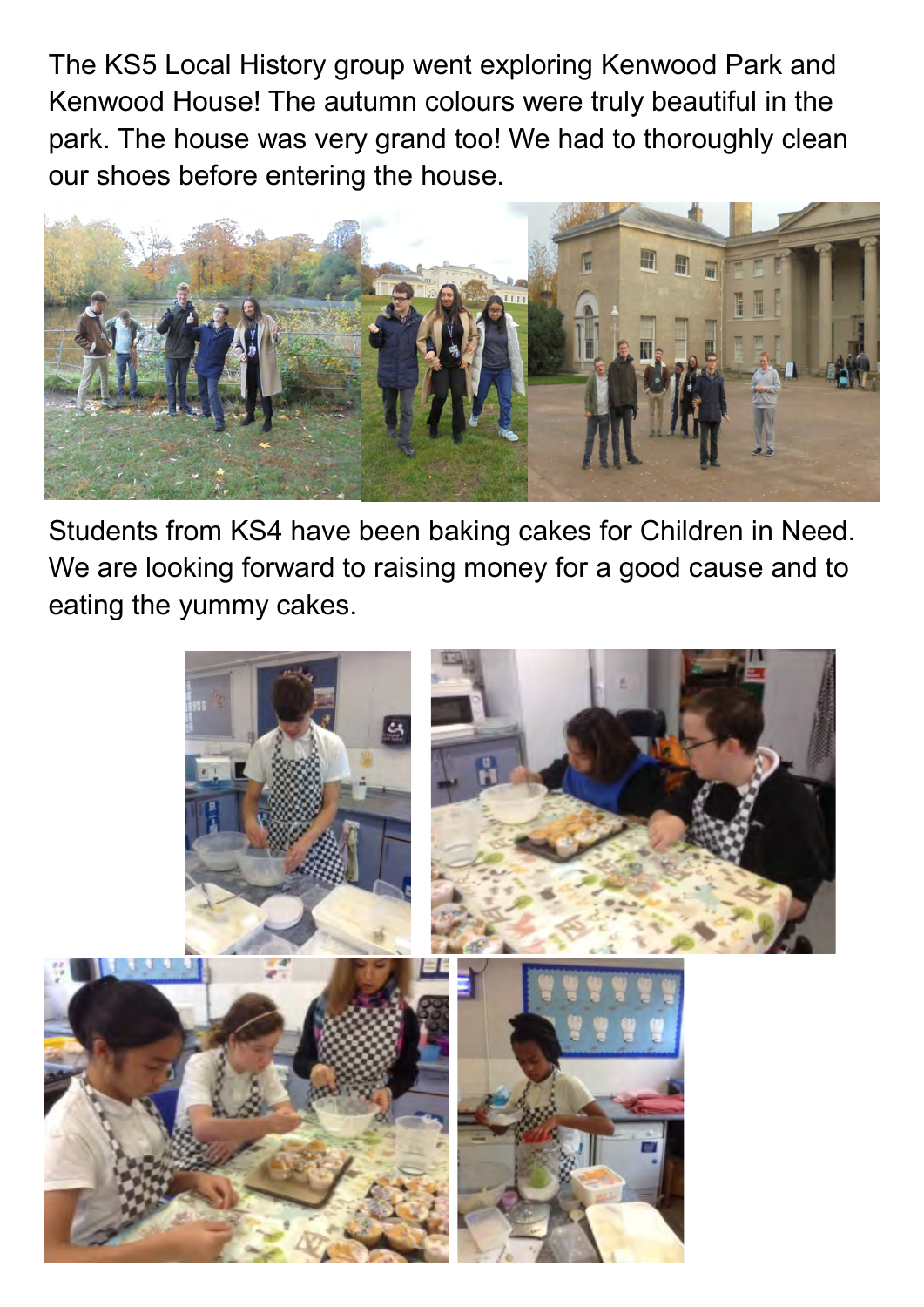The KS5 Local History group went exploring Kenwood Park and Kenwood House! The autumn colours were truly beautiful in the park. The house was very grand too! We had to thoroughly clean our shoes before entering the house.

Students from KS4 have been baking cakes for Children in Need. We are looking forward to raising money for a good cause and to eating the yummy cakes.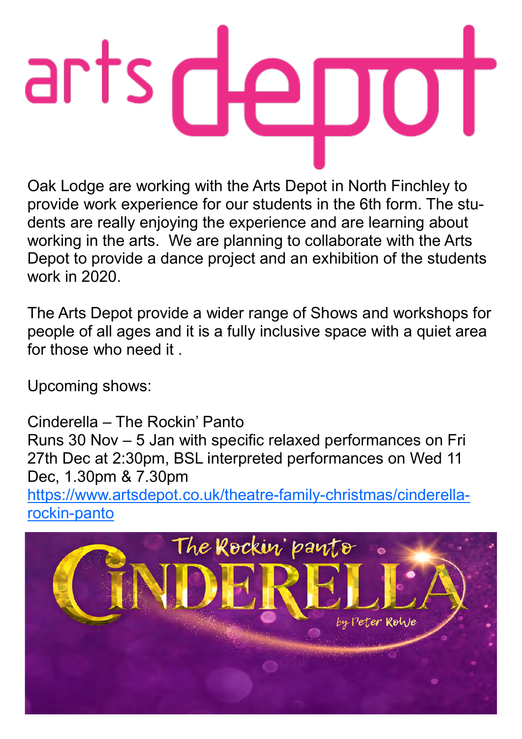# arts depot

Oak Lodge are working with the Arts Depot in North Finchley to provide work experience for our students in the 6th form. The students are really enjoying the experience and are learning about working in the arts. We are planning to collaborate with the Arts Depot to provide a dance project and an exhibition of the students work in 2020.

The Arts Depot provide a wider range of Shows and workshops for people of all ages and it is a fully inclusive space with a quiet area for those who need it .

Upcoming shows:

Cinderella – The Rockin' Panto
Runs 30 Nov – 5 Jan with specific relaxed performances on Fri 27th Dec at 2:30pm, BSL interpreted performances on Wed 11 Dec, 1.30pm & 7.30pm
https://www.artsdepot.co.uk/theatre-family-christmas/cinderella-rockin-panto

The Rockin' panto
CINDERELLA
by Peter Rowe